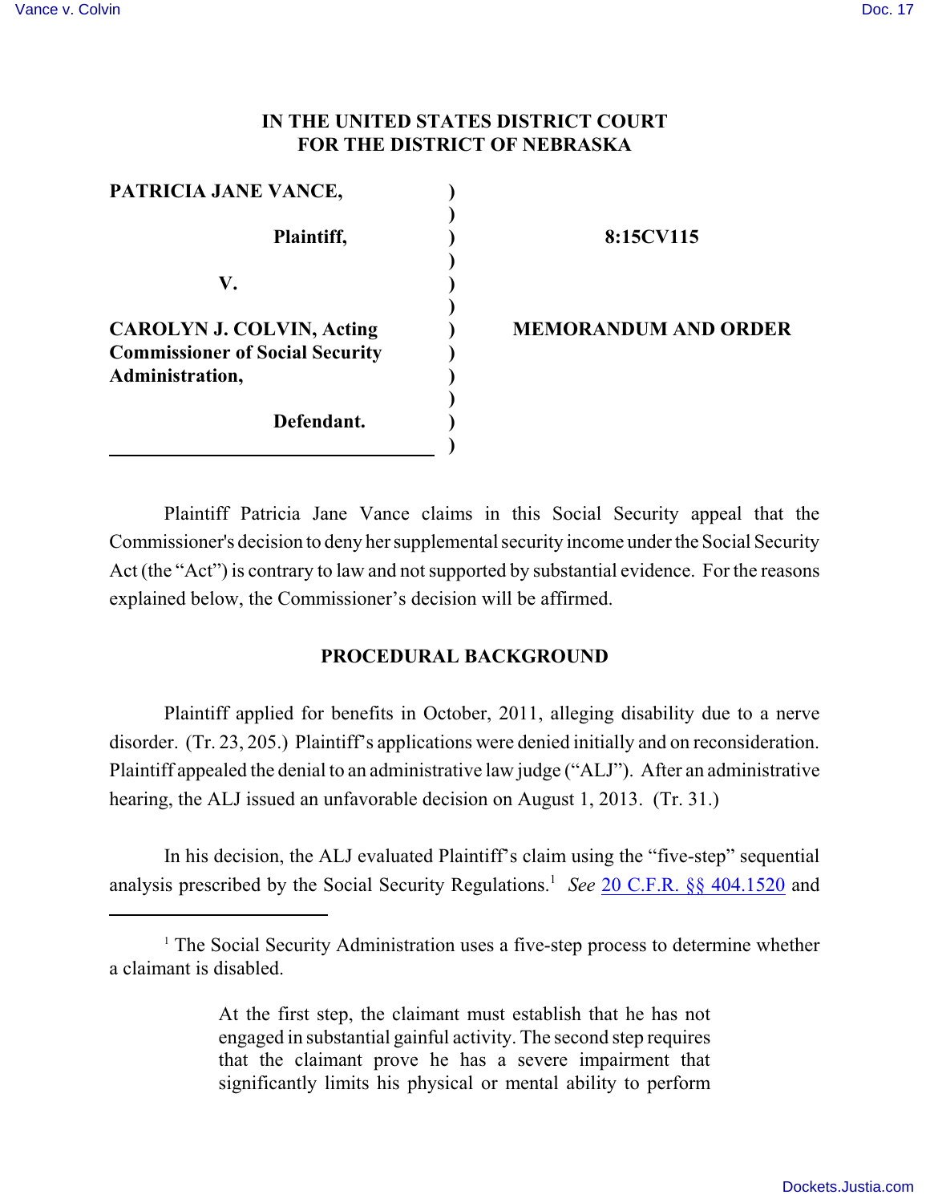# IN THE UNITED STATES DISTRICT COURT FOR THE DISTRICT OF NEBRASKA

**PATRICIA JANE VANCE,**

**Plaintiff,**

**V.**

**CAROLYN J. COLVIN, Acting Commissioner of Social Security Administration,**

**Defendant.**

**8:15CV115**

**MEMORANDUM AND ORDER**

Plaintiff Patricia Jane Vance claims in this Social Security appeal that the Commissioner's decision to deny her supplemental security income under the Social Security Act (the "Act") is contrary to law and not supported by substantial evidence. For the reasons explained below, the Commissioner's decision will be affirmed.

## PROCEDURAL BACKGROUND

Plaintiff applied for benefits in October, 2011, alleging disability due to a nerve disorder. (Tr. 23, 205.) Plaintiff's applications were denied initially and on reconsideration. Plaintiff appealed the denial to an administrative law judge ("ALJ"). After an administrative hearing, the ALJ issued an unfavorable decision on August 1, 2013. (Tr. 31.)

In his decision, the ALJ evaluated Plaintiff's claim using the "five-step" sequential analysis prescribed by the Social Security Regulations.[1] *See* 20 C.F.R. §§ 404.1520 and

---

[1] The Social Security Administration uses a five-step process to determine whether a claimant is disabled.

> At the first step, the claimant must establish that he has not engaged in substantial gainful activity. The second step requires that the claimant prove he has a severe impairment that significantly limits his physical or mental ability to perform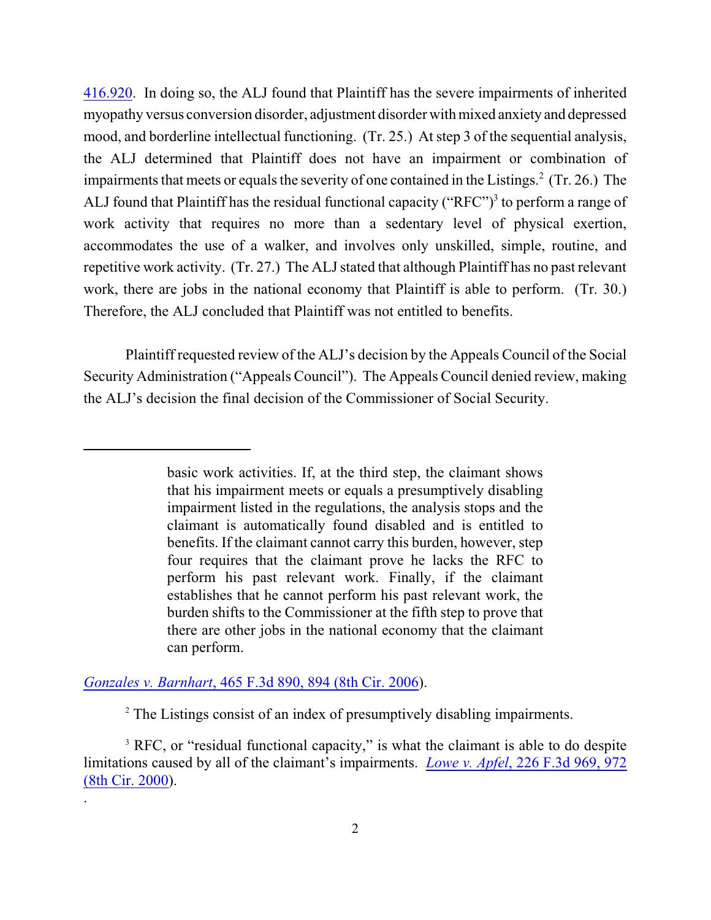416.920. In doing so, the ALJ found that Plaintiff has the severe impairments of inherited myopathy versus conversion disorder, adjustment disorder with mixed anxiety and depressed mood, and borderline intellectual functioning. (Tr. 25.) At step 3 of the sequential analysis, the ALJ determined that Plaintiff does not have an impairment or combination of impairments that meets or equals the severity of one contained in the Listings.[2] (Tr. 26.) The ALJ found that Plaintiff has the residual functional capacity ("RFC")[3] to perform a range of work activity that requires no more than a sedentary level of physical exertion, accommodates the use of a walker, and involves only unskilled, simple, routine, and repetitive work activity. (Tr. 27.) The ALJ stated that although Plaintiff has no past relevant work, there are jobs in the national economy that Plaintiff is able to perform. (Tr. 30.) Therefore, the ALJ concluded that Plaintiff was not entitled to benefits.

Plaintiff requested review of the ALJ's decision by the Appeals Council of the Social Security Administration ("Appeals Council"). The Appeals Council denied review, making the ALJ's decision the final decision of the Commissioner of Social Security.

---

> basic work activities. If, at the third step, the claimant shows that his impairment meets or equals a presumptively disabling impairment listed in the regulations, the analysis stops and the claimant is automatically found disabled and is entitled to benefits. If the claimant cannot carry this burden, however, step four requires that the claimant prove he lacks the RFC to perform his past relevant work. Finally, if the claimant establishes that he cannot perform his past relevant work, the burden shifts to the Commissioner at the fifth step to prove that there are other jobs in the national economy that the claimant can perform.

*Gonzales v. Barnhart*, 465 F.3d 890, 894 (8th Cir. 2006).

[2] The Listings consist of an index of presumptively disabling impairments.

[3] RFC, or "residual functional capacity," is what the claimant is able to do despite limitations caused by all of the claimant's impairments. *Lowe v. Apfel*, 226 F.3d 969, 972 (8th Cir. 2000).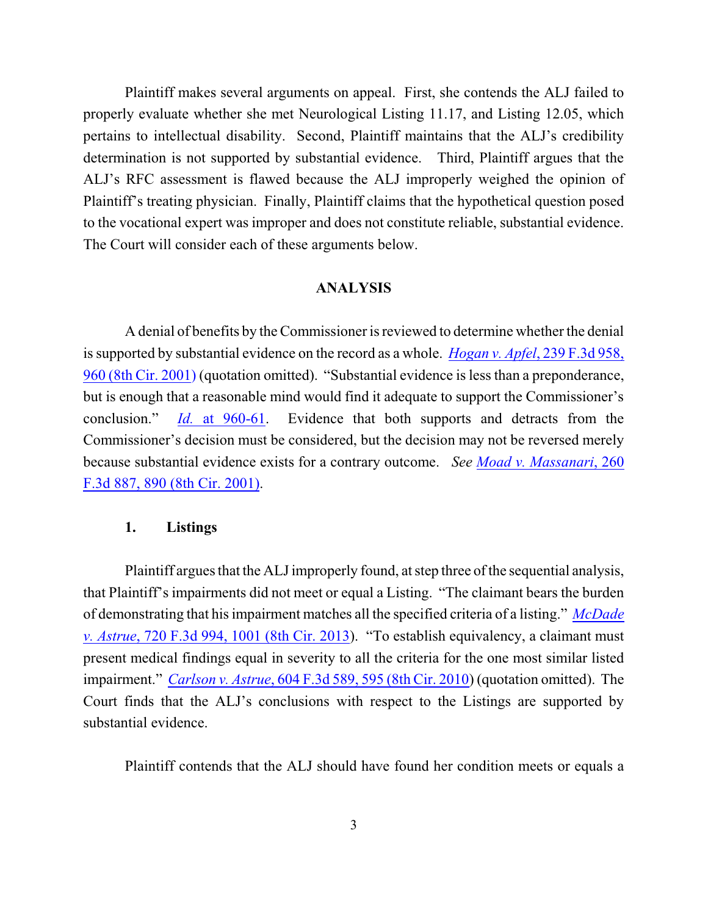Plaintiff makes several arguments on appeal. First, she contends the ALJ failed to properly evaluate whether she met Neurological Listing 11.17, and Listing 12.05, which pertains to intellectual disability. Second, Plaintiff maintains that the ALJ's credibility determination is not supported by substantial evidence. Third, Plaintiff argues that the ALJ's RFC assessment is flawed because the ALJ improperly weighed the opinion of Plaintiff's treating physician. Finally, Plaintiff claims that the hypothetical question posed to the vocational expert was improper and does not constitute reliable, substantial evidence. The Court will consider each of these arguments below.

## ANALYSIS

A denial of benefits by the Commissioner is reviewed to determine whether the denial is supported by substantial evidence on the record as a whole. *Hogan v. Apfel*, 239 F.3d 958, 960 (8th Cir. 2001) (quotation omitted). "Substantial evidence is less than a preponderance, but is enough that a reasonable mind would find it adequate to support the Commissioner's conclusion." *Id.* at 960-61. Evidence that both supports and detracts from the Commissioner's decision must be considered, but the decision may not be reversed merely because substantial evidence exists for a contrary outcome. *See Moad v. Massanari*, 260 F.3d 887, 890 (8th Cir. 2001).

### 1. Listings

Plaintiff argues that the ALJ improperly found, at step three of the sequential analysis, that Plaintiff's impairments did not meet or equal a Listing. "The claimant bears the burden of demonstrating that his impairment matches all the specified criteria of a listing." *McDade v. Astrue*, 720 F.3d 994, 1001 (8th Cir. 2013). "To establish equivalency, a claimant must present medical findings equal in severity to all the criteria for the one most similar listed impairment." *Carlson v. Astrue*, 604 F.3d 589, 595 (8th Cir. 2010) (quotation omitted). The Court finds that the ALJ's conclusions with respect to the Listings are supported by substantial evidence.

Plaintiff contends that the ALJ should have found her condition meets or equals a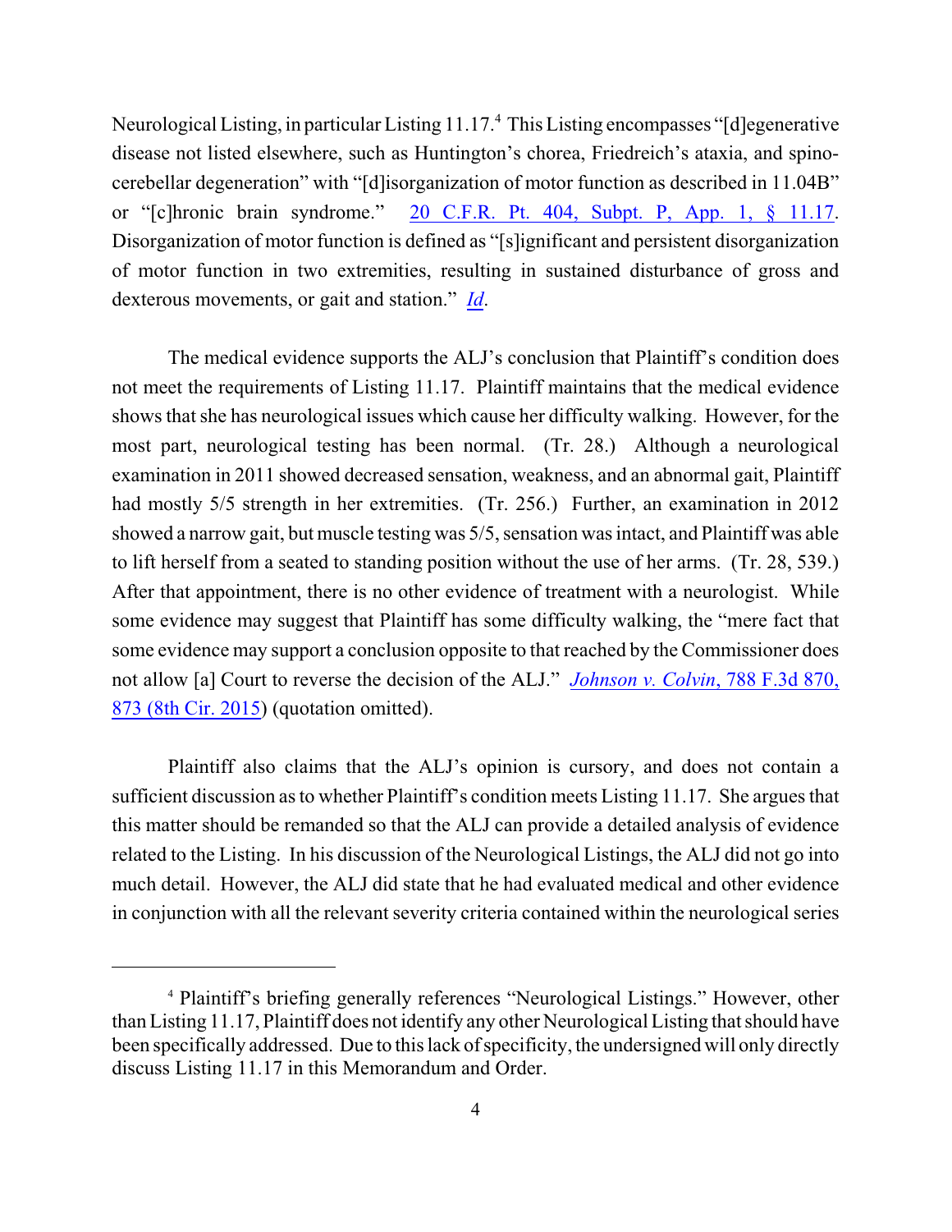Neurological Listing, in particular Listing 11.17.[4] This Listing encompasses "[d]egenerative disease not listed elsewhere, such as Huntington's chorea, Friedreich's ataxia, and spino-cerebellar degeneration" with "[d]isorganization of motor function as described in 11.04B" or "[c]hronic brain syndrome." 20 C.F.R. Pt. 404, Subpt. P, App. 1, § 11.17. Disorganization of motor function is defined as "[s]ignificant and persistent disorganization of motor function in two extremities, resulting in sustained disturbance of gross and dexterous movements, or gait and station." *Id*.

The medical evidence supports the ALJ's conclusion that Plaintiff's condition does not meet the requirements of Listing 11.17. Plaintiff maintains that the medical evidence shows that she has neurological issues which cause her difficulty walking. However, for the most part, neurological testing has been normal. (Tr. 28.) Although a neurological examination in 2011 showed decreased sensation, weakness, and an abnormal gait, Plaintiff had mostly 5/5 strength in her extremities. (Tr. 256.) Further, an examination in 2012 showed a narrow gait, but muscle testing was 5/5, sensation was intact, and Plaintiff was able to lift herself from a seated to standing position without the use of her arms. (Tr. 28, 539.) After that appointment, there is no other evidence of treatment with a neurologist. While some evidence may suggest that Plaintiff has some difficulty walking, the "mere fact that some evidence may support a conclusion opposite to that reached by the Commissioner does not allow [a] Court to reverse the decision of the ALJ." *Johnson v. Colvin*, 788 F.3d 870, 873 (8th Cir. 2015) (quotation omitted).

Plaintiff also claims that the ALJ's opinion is cursory, and does not contain a sufficient discussion as to whether Plaintiff's condition meets Listing 11.17. She argues that this matter should be remanded so that the ALJ can provide a detailed analysis of evidence related to the Listing. In his discussion of the Neurological Listings, the ALJ did not go into much detail. However, the ALJ did state that he had evaluated medical and other evidence in conjunction with all the relevant severity criteria contained within the neurological series

[4] Plaintiff's briefing generally references "Neurological Listings." However, other than Listing 11.17, Plaintiff does not identify any other Neurological Listing that should have been specifically addressed. Due to this lack of specificity, the undersigned will only directly discuss Listing 11.17 in this Memorandum and Order.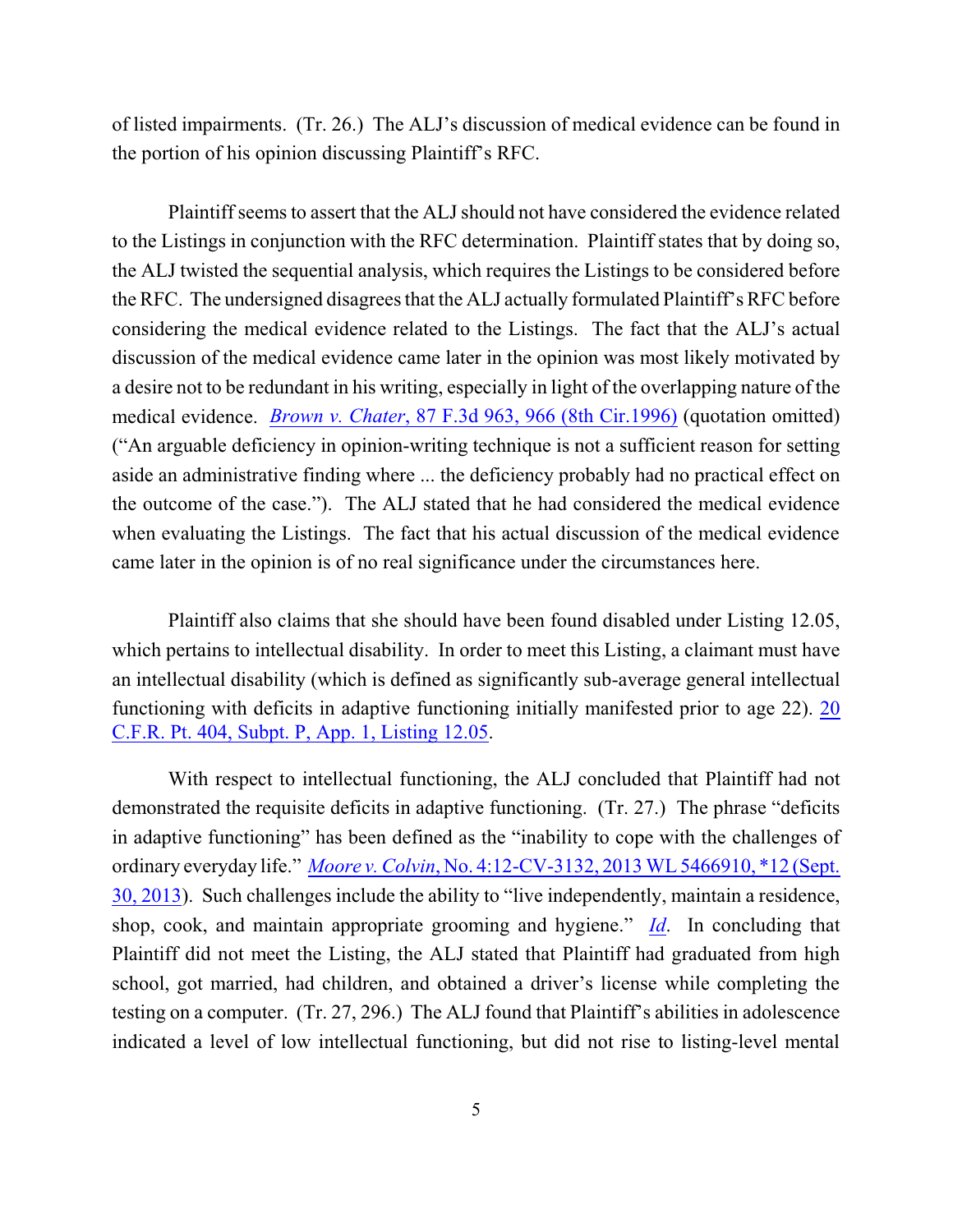of listed impairments. (Tr. 26.) The ALJ's discussion of medical evidence can be found in the portion of his opinion discussing Plaintiff's RFC.

Plaintiff seems to assert that the ALJ should not have considered the evidence related to the Listings in conjunction with the RFC determination. Plaintiff states that by doing so, the ALJ twisted the sequential analysis, which requires the Listings to be considered before the RFC. The undersigned disagrees that the ALJ actually formulated Plaintiff's RFC before considering the medical evidence related to the Listings. The fact that the ALJ's actual discussion of the medical evidence came later in the opinion was most likely motivated by a desire not to be redundant in his writing, especially in light of the overlapping nature of the medical evidence. *Brown v. Chater*, 87 F.3d 963, 966 (8th Cir.1996) (quotation omitted) ("An arguable deficiency in opinion-writing technique is not a sufficient reason for setting aside an administrative finding where ... the deficiency probably had no practical effect on the outcome of the case."). The ALJ stated that he had considered the medical evidence when evaluating the Listings. The fact that his actual discussion of the medical evidence came later in the opinion is of no real significance under the circumstances here.

Plaintiff also claims that she should have been found disabled under Listing 12.05, which pertains to intellectual disability. In order to meet this Listing, a claimant must have an intellectual disability (which is defined as significantly sub-average general intellectual functioning with deficits in adaptive functioning initially manifested prior to age 22). 20 C.F.R. Pt. 404, Subpt. P, App. 1, Listing 12.05.

With respect to intellectual functioning, the ALJ concluded that Plaintiff had not demonstrated the requisite deficits in adaptive functioning. (Tr. 27.) The phrase "deficits in adaptive functioning" has been defined as the "inability to cope with the challenges of ordinary everyday life." *Moore v. Colvin*, No. 4:12-CV-3132, 2013 WL 5466910, *12 (Sept. 30, 2013). Such challenges include the ability to "live independently, maintain a residence, shop, cook, and maintain appropriate grooming and hygiene." *Id*. In concluding that Plaintiff did not meet the Listing, the ALJ stated that Plaintiff had graduated from high school, got married, had children, and obtained a driver's license while completing the testing on a computer. (Tr. 27, 296.) The ALJ found that Plaintiff's abilities in adolescence indicated a level of low intellectual functioning, but did not rise to listing-level mental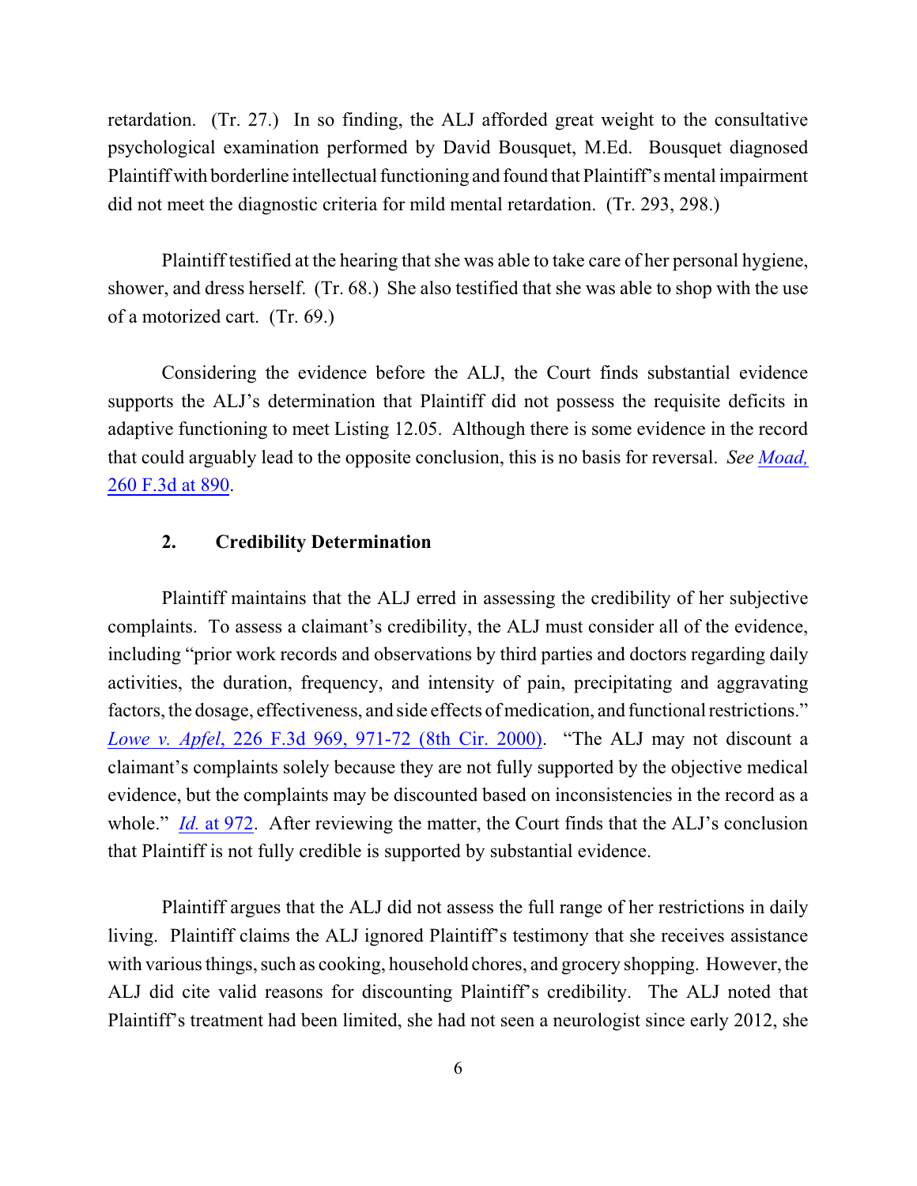retardation. (Tr. 27.) In so finding, the ALJ afforded great weight to the consultative psychological examination performed by David Bousquet, M.Ed. Bousquet diagnosed Plaintiff with borderline intellectual functioning and found that Plaintiff's mental impairment did not meet the diagnostic criteria for mild mental retardation. (Tr. 293, 298.)

Plaintiff testified at the hearing that she was able to take care of her personal hygiene, shower, and dress herself. (Tr. 68.) She also testified that she was able to shop with the use of a motorized cart. (Tr. 69.)

Considering the evidence before the ALJ, the Court finds substantial evidence supports the ALJ's determination that Plaintiff did not possess the requisite deficits in adaptive functioning to meet Listing 12.05. Although there is some evidence in the record that could arguably lead to the opposite conclusion, this is no basis for reversal. *See* Moad, 260 F.3d at 890.

### 2. Credibility Determination

Plaintiff maintains that the ALJ erred in assessing the credibility of her subjective complaints. To assess a claimant's credibility, the ALJ must consider all of the evidence, including "prior work records and observations by third parties and doctors regarding daily activities, the duration, frequency, and intensity of pain, precipitating and aggravating factors, the dosage, effectiveness, and side effects of medication, and functional restrictions." *Lowe v. Apfel*, 226 F.3d 969, 971-72 (8th Cir. 2000). "The ALJ may not discount a claimant's complaints solely because they are not fully supported by the objective medical evidence, but the complaints may be discounted based on inconsistencies in the record as a whole." *Id.* at 972. After reviewing the matter, the Court finds that the ALJ's conclusion that Plaintiff is not fully credible is supported by substantial evidence.

Plaintiff argues that the ALJ did not assess the full range of her restrictions in daily living. Plaintiff claims the ALJ ignored Plaintiff's testimony that she receives assistance with various things, such as cooking, household chores, and grocery shopping. However, the ALJ did cite valid reasons for discounting Plaintiff's credibility. The ALJ noted that Plaintiff's treatment had been limited, she had not seen a neurologist since early 2012, she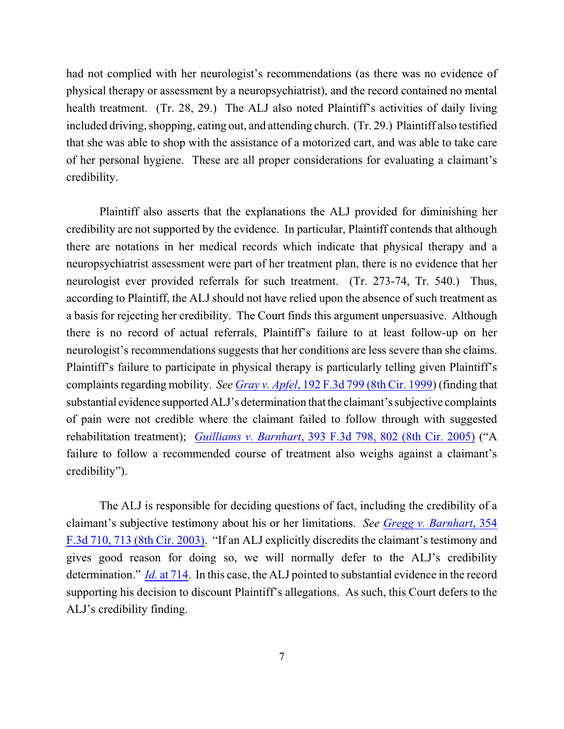had not complied with her neurologist's recommendations (as there was no evidence of physical therapy or assessment by a neuropsychiatrist), and the record contained no mental health treatment. (Tr. 28, 29.) The ALJ also noted Plaintiff's activities of daily living included driving, shopping, eating out, and attending church. (Tr. 29.) Plaintiff also testified that she was able to shop with the assistance of a motorized cart, and was able to take care of her personal hygiene. These are all proper considerations for evaluating a claimant's credibility.

Plaintiff also asserts that the explanations the ALJ provided for diminishing her credibility are not supported by the evidence. In particular, Plaintiff contends that although there are notations in her medical records which indicate that physical therapy and a neuropsychiatrist assessment were part of her treatment plan, there is no evidence that her neurologist ever provided referrals for such treatment. (Tr. 273-74, Tr. 540.) Thus, according to Plaintiff, the ALJ should not have relied upon the absence of such treatment as a basis for rejecting her credibility. The Court finds this argument unpersuasive. Although there is no record of actual referrals, Plaintiff's failure to at least follow-up on her neurologist's recommendations suggests that her conditions are less severe than she claims. Plaintiff's failure to participate in physical therapy is particularly telling given Plaintiff's complaints regarding mobility. *See* *Gray v. Apfel*, 192 F.3d 799 (8th Cir. 1999) (finding that substantial evidence supported ALJ's determination that the claimant's subjective complaints of pain were not credible where the claimant failed to follow through with suggested rehabilitation treatment); *Guilliams v. Barnhart*, 393 F.3d 798, 802 (8th Cir. 2005) ("A failure to follow a recommended course of treatment also weighs against a claimant's credibility").

The ALJ is responsible for deciding questions of fact, including the credibility of a claimant's subjective testimony about his or her limitations. *See* *Gregg v. Barnhart*, 354 F.3d 710, 713 (8th Cir. 2003). "If an ALJ explicitly discredits the claimant's testimony and gives good reason for doing so, we will normally defer to the ALJ's credibility determination." *Id.* at 714. In this case, the ALJ pointed to substantial evidence in the record supporting his decision to discount Plaintiff's allegations. As such, this Court defers to the ALJ's credibility finding.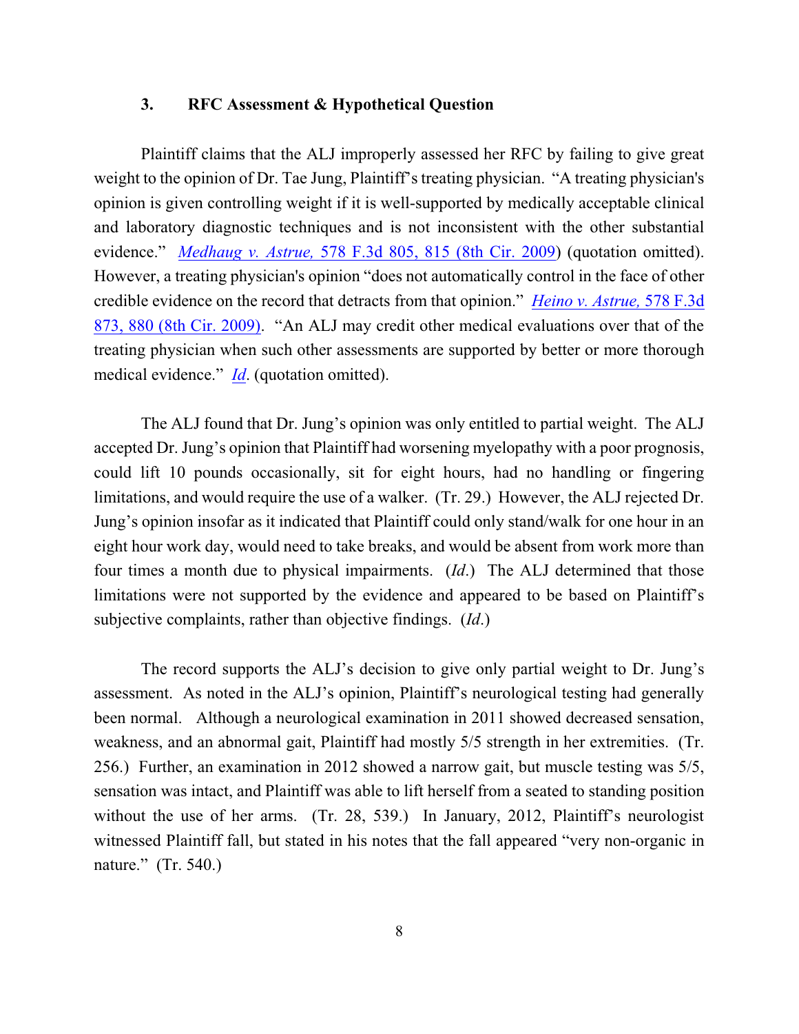### 3. RFC Assessment & Hypothetical Question

Plaintiff claims that the ALJ improperly assessed her RFC by failing to give great weight to the opinion of Dr. Tae Jung, Plaintiff's treating physician. "A treating physician's opinion is given controlling weight if it is well-supported by medically acceptable clinical and laboratory diagnostic techniques and is not inconsistent with the other substantial evidence." *Medhaug v. Astrue,* 578 F.3d 805, 815 (8th Cir. 2009) (quotation omitted). However, a treating physician's opinion "does not automatically control in the face of other credible evidence on the record that detracts from that opinion." *Heino v. Astrue,* 578 F.3d 873, 880 (8th Cir. 2009). "An ALJ may credit other medical evaluations over that of the treating physician when such other assessments are supported by better or more thorough medical evidence." *Id*. (quotation omitted).

The ALJ found that Dr. Jung's opinion was only entitled to partial weight. The ALJ accepted Dr. Jung's opinion that Plaintiff had worsening myelopathy with a poor prognosis, could lift 10 pounds occasionally, sit for eight hours, had no handling or fingering limitations, and would require the use of a walker. (Tr. 29.) However, the ALJ rejected Dr. Jung's opinion insofar as it indicated that Plaintiff could only stand/walk for one hour in an eight hour work day, would need to take breaks, and would be absent from work more than four times a month due to physical impairments. (*Id*.) The ALJ determined that those limitations were not supported by the evidence and appeared to be based on Plaintiff's subjective complaints, rather than objective findings. (*Id*.)

The record supports the ALJ's decision to give only partial weight to Dr. Jung's assessment. As noted in the ALJ's opinion, Plaintiff's neurological testing had generally been normal. Although a neurological examination in 2011 showed decreased sensation, weakness, and an abnormal gait, Plaintiff had mostly 5/5 strength in her extremities. (Tr. 256.) Further, an examination in 2012 showed a narrow gait, but muscle testing was 5/5, sensation was intact, and Plaintiff was able to lift herself from a seated to standing position without the use of her arms. (Tr. 28, 539.) In January, 2012, Plaintiff's neurologist witnessed Plaintiff fall, but stated in his notes that the fall appeared "very non-organic in nature." (Tr. 540.)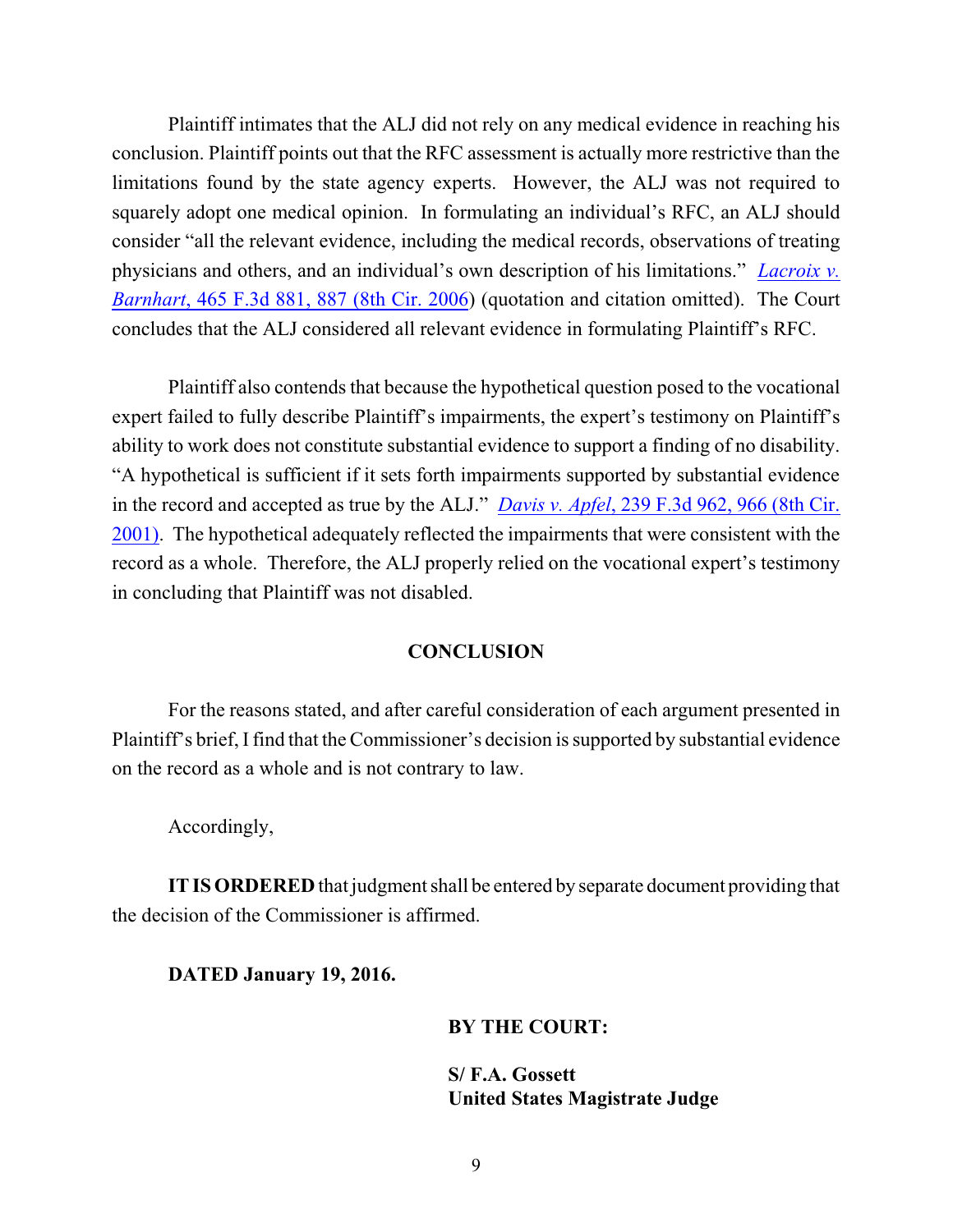Plaintiff intimates that the ALJ did not rely on any medical evidence in reaching his conclusion. Plaintiff points out that the RFC assessment is actually more restrictive than the limitations found by the state agency experts. However, the ALJ was not required to squarely adopt one medical opinion. In formulating an individual's RFC, an ALJ should consider "all the relevant evidence, including the medical records, observations of treating physicians and others, and an individual's own description of his limitations." *Lacroix v. Barnhart*, 465 F.3d 881, 887 (8th Cir. 2006) (quotation and citation omitted). The Court concludes that the ALJ considered all relevant evidence in formulating Plaintiff's RFC.

Plaintiff also contends that because the hypothetical question posed to the vocational expert failed to fully describe Plaintiff's impairments, the expert's testimony on Plaintiff's ability to work does not constitute substantial evidence to support a finding of no disability. "A hypothetical is sufficient if it sets forth impairments supported by substantial evidence in the record and accepted as true by the ALJ." *Davis v. Apfel*, 239 F.3d 962, 966 (8th Cir. 2001). The hypothetical adequately reflected the impairments that were consistent with the record as a whole. Therefore, the ALJ properly relied on the vocational expert's testimony in concluding that Plaintiff was not disabled.

## CONCLUSION

For the reasons stated, and after careful consideration of each argument presented in Plaintiff's brief, I find that the Commissioner's decision is supported by substantial evidence on the record as a whole and is not contrary to law.

Accordingly,

**IT IS ORDERED** that judgment shall be entered by separate document providing that the decision of the Commissioner is affirmed.

**DATED January 19, 2016.**

**BY THE COURT:**

**S/ F.A. Gossett**
**United States Magistrate Judge**